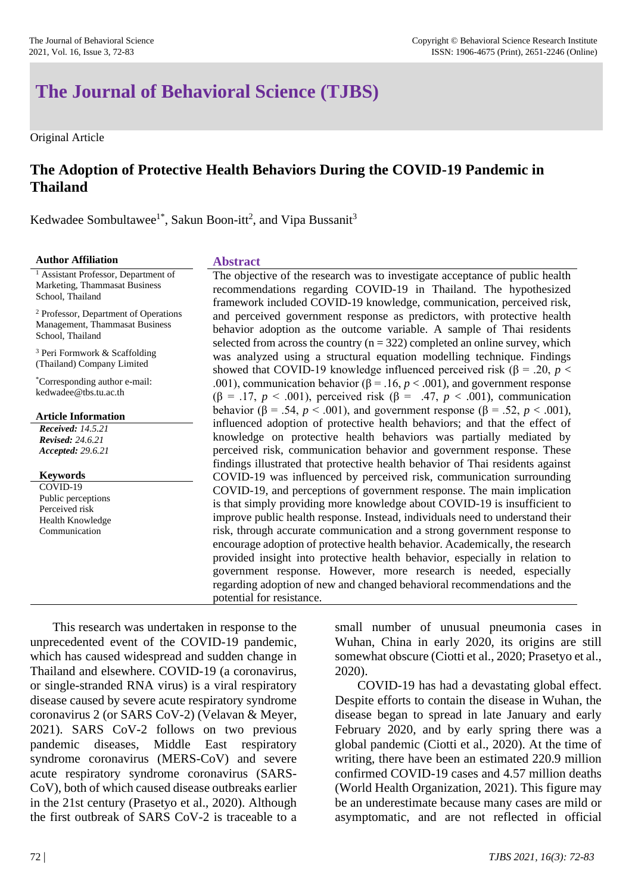# The Journal of Behavioral Science (TJBS)

Original Article

## The Adoption of Protective Health Behaviors During the COVID-19 Pandemic in Thailand

Kedwadee Sombultawee[1*], Sakun Boon-itt[2], and Vipa Bussanit[3]

**Author Affiliation**

[1] Assistant Professor, Department of Marketing, Thammasat Business School, Thailand

[2] Professor, Department of Operations Management, Thammasat Business School, Thailand

[3] Peri Formwork & Scaffolding (Thailand) Company Limited

[*]Corresponding author e-mail: kedwadee@tbs.tu.ac.th

**Article Information**

***Received:*** *14.5.21*
***Revised:*** *24.6.21*
***Accepted:*** *29.6.21*

**Keywords**

COVID-19
Public perceptions
Perceived risk
Health Knowledge
Communication

### Abstract

The objective of the research was to investigate acceptance of public health recommendations regarding COVID-19 in Thailand. The hypothesized framework included COVID-19 knowledge, communication, perceived risk, and perceived government response as predictors, with protective health behavior adoption as the outcome variable. A sample of Thai residents selected from across the country (n = 322) completed an online survey, which was analyzed using a structural equation modelling technique. Findings showed that COVID-19 knowledge influenced perceived risk ($\beta = .20$, $p < .001$), communication behavior ($\beta = .16$, $p < .001$), and government response ($\beta = .17$, $p < .001$), perceived risk ($\beta = .47$, $p < .001$), communication behavior ($\beta = .54$, $p < .001$), and government response ($\beta = .52$, $p < .001$), influenced adoption of protective health behaviors; and that the effect of knowledge on protective health behaviors was partially mediated by perceived risk, communication behavior and government response. These findings illustrated that protective health behavior of Thai residents against COVID-19 was influenced by perceived risk, communication surrounding COVID-19, and perceptions of government response. The main implication is that simply providing more knowledge about COVID-19 is insufficient to improve public health response. Instead, individuals need to understand their risk, through accurate communication and a strong government response to encourage adoption of protective health behavior. Academically, the research provided insight into protective health behavior, especially in relation to government response. However, more research is needed, especially regarding adoption of new and changed behavioral recommendations and the potential for resistance.

This research was undertaken in response to the unprecedented event of the COVID-19 pandemic, which has caused widespread and sudden change in Thailand and elsewhere. COVID-19 (a coronavirus, or single-stranded RNA virus) is a viral respiratory disease caused by severe acute respiratory syndrome coronavirus 2 (or SARS CoV-2) (Velavan & Meyer, 2021). SARS CoV-2 follows on two previous pandemic diseases, Middle East respiratory syndrome coronavirus (MERS-CoV) and severe acute respiratory syndrome coronavirus (SARS-CoV), both of which caused disease outbreaks earlier in the 21st century (Prasetyo et al., 2020). Although the first outbreak of SARS CoV-2 is traceable to a small number of unusual pneumonia cases in Wuhan, China in early 2020, its origins are still somewhat obscure (Ciotti et al., 2020; Prasetyo et al., 2020).

COVID-19 has had a devastating global effect. Despite efforts to contain the disease in Wuhan, the disease began to spread in late January and early February 2020, and by early spring there was a global pandemic (Ciotti et al., 2020). At the time of writing, there have been an estimated 220.9 million confirmed COVID-19 cases and 4.57 million deaths (World Health Organization, 2021). This figure may be an underestimate because many cases are mild or asymptomatic, and are not reflected in official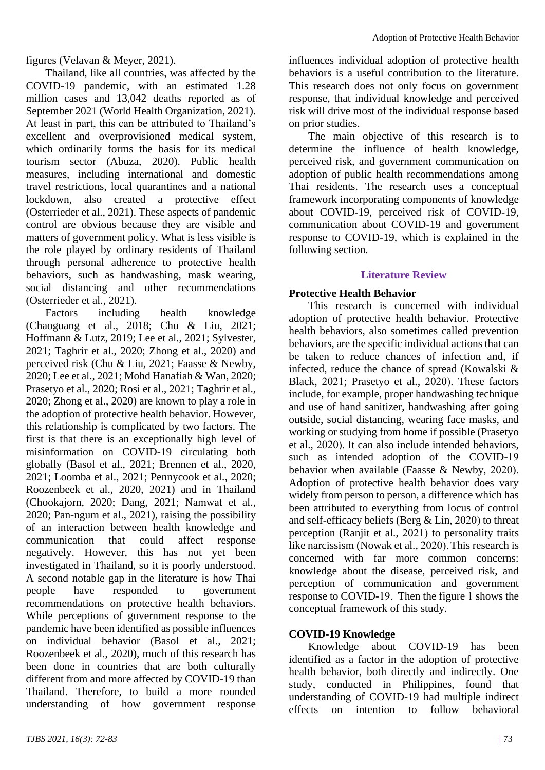figures (Velavan & Meyer, 2021).

Thailand, like all countries, was affected by the COVID-19 pandemic, with an estimated 1.28 million cases and 13,042 deaths reported as of September 2021 (World Health Organization, 2021). At least in part, this can be attributed to Thailand's excellent and overprovisioned medical system, which ordinarily forms the basis for its medical tourism sector (Abuza, 2020). Public health measures, including international and domestic travel restrictions, local quarantines and a national lockdown, also created a protective effect (Osterrieder et al., 2021). These aspects of pandemic control are obvious because they are visible and matters of government policy. What is less visible is the role played by ordinary residents of Thailand through personal adherence to protective health behaviors, such as handwashing, mask wearing, social distancing and other recommendations (Osterrieder et al., 2021).

Factors including health knowledge (Chaoguang et al., 2018; Chu & Liu, 2021; Hoffmann & Lutz, 2019; Lee et al., 2021; Sylvester, 2021; Taghrir et al., 2020; Zhong et al., 2020) and perceived risk (Chu & Liu, 2021; Faasse & Newby, 2020; Lee et al., 2021; Mohd Hanafiah & Wan, 2020; Prasetyo et al., 2020; Rosi et al., 2021; Taghrir et al., 2020; Zhong et al., 2020) are known to play a role in the adoption of protective health behavior. However, this relationship is complicated by two factors. The first is that there is an exceptionally high level of misinformation on COVID-19 circulating both globally (Basol et al., 2021; Brennen et al., 2020, 2021; Loomba et al., 2021; Pennycook et al., 2020; Roozenbeek et al., 2020, 2021) and in Thailand (Chookajorn, 2020; Dang, 2021; Namwat et al., 2020; Pan-ngum et al., 2021), raising the possibility of an interaction between health knowledge and communication that could affect response negatively. However, this has not yet been investigated in Thailand, so it is poorly understood. A second notable gap in the literature is how Thai people have responded to government recommendations on protective health behaviors. While perceptions of government response to the pandemic have been identified as possible influences on individual behavior (Basol et al., 2021; Roozenbeek et al., 2020), much of this research has been done in countries that are both culturally different from and more affected by COVID-19 than Thailand. Therefore, to build a more rounded understanding of how government response influences individual adoption of protective health behaviors is a useful contribution to the literature. This research does not only focus on government response, that individual knowledge and perceived risk will drive most of the individual response based on prior studies.

The main objective of this research is to determine the influence of health knowledge, perceived risk, and government communication on adoption of public health recommendations among Thai residents. The research uses a conceptual framework incorporating components of knowledge about COVID-19, perceived risk of COVID-19, communication about COVID-19 and government response to COVID-19, which is explained in the following section.

## Literature Review

### Protective Health Behavior

This research is concerned with individual adoption of protective health behavior. Protective health behaviors, also sometimes called prevention behaviors, are the specific individual actions that can be taken to reduce chances of infection and, if infected, reduce the chance of spread (Kowalski & Black, 2021; Prasetyo et al., 2020). These factors include, for example, proper handwashing technique and use of hand sanitizer, handwashing after going outside, social distancing, wearing face masks, and working or studying from home if possible (Prasetyo et al., 2020). It can also include intended behaviors, such as intended adoption of the COVID-19 behavior when available (Faasse & Newby, 2020). Adoption of protective health behavior does vary widely from person to person, a difference which has been attributed to everything from locus of control and self-efficacy beliefs (Berg & Lin, 2020) to threat perception (Ranjit et al., 2021) to personality traits like narcissism (Nowak et al., 2020). This research is concerned with far more common concerns: knowledge about the disease, perceived risk, and perception of communication and government response to COVID-19. Then the figure 1 shows the conceptual framework of this study.

### COVID-19 Knowledge

Knowledge about COVID-19 has been identified as a factor in the adoption of protective health behavior, both directly and indirectly. One study, conducted in Philippines, found that understanding of COVID-19 had multiple indirect effects on intention to follow behavioral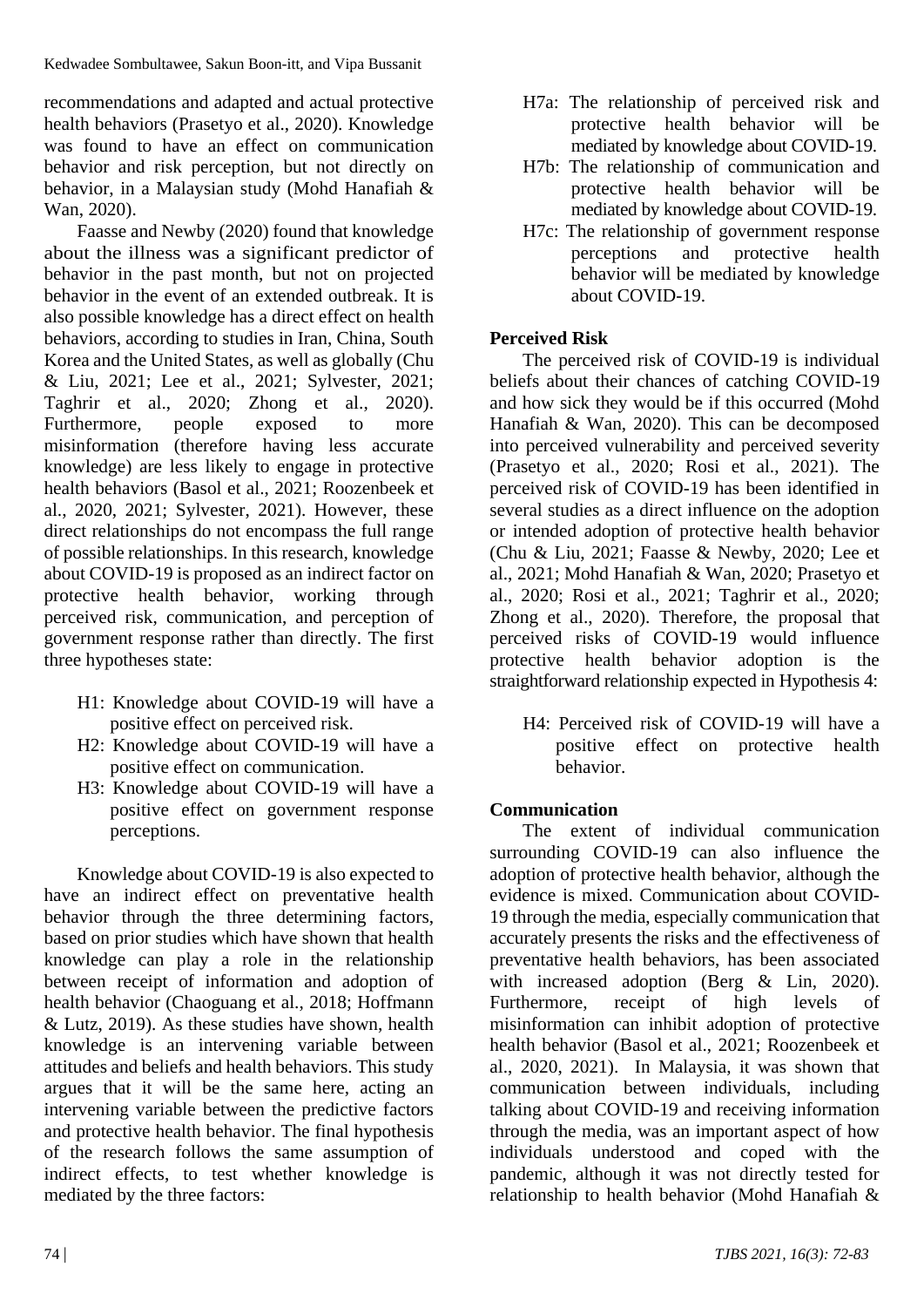recommendations and adapted and actual protective health behaviors (Prasetyo et al., 2020). Knowledge was found to have an effect on communication behavior and risk perception, but not directly on behavior, in a Malaysian study (Mohd Hanafiah & Wan, 2020).

Faasse and Newby (2020) found that knowledge about the illness was a significant predictor of behavior in the past month, but not on projected behavior in the event of an extended outbreak. It is also possible knowledge has a direct effect on health behaviors, according to studies in Iran, China, South Korea and the United States, as well as globally (Chu & Liu, 2021; Lee et al., 2021; Sylvester, 2021; Taghrir et al., 2020; Zhong et al., 2020). Furthermore, people exposed to more misinformation (therefore having less accurate knowledge) are less likely to engage in protective health behaviors (Basol et al., 2021; Roozenbeek et al., 2020, 2021; Sylvester, 2021). However, these direct relationships do not encompass the full range of possible relationships. In this research, knowledge about COVID-19 is proposed as an indirect factor on protective health behavior, working through perceived risk, communication, and perception of government response rather than directly. The first three hypotheses state:

- H1: Knowledge about COVID-19 will have a positive effect on perceived risk.
- H2: Knowledge about COVID-19 will have a positive effect on communication.
- H3: Knowledge about COVID-19 will have a positive effect on government response perceptions.

Knowledge about COVID-19 is also expected to have an indirect effect on preventative health behavior through the three determining factors, based on prior studies which have shown that health knowledge can play a role in the relationship between receipt of information and adoption of health behavior (Chaoguang et al., 2018; Hoffmann & Lutz, 2019). As these studies have shown, health knowledge is an intervening variable between attitudes and beliefs and health behaviors. This study argues that it will be the same here, acting an intervening variable between the predictive factors and protective health behavior. The final hypothesis of the research follows the same assumption of indirect effects, to test whether knowledge is mediated by the three factors:

- H7a: The relationship of perceived risk and protective health behavior will be mediated by knowledge about COVID-19.
- H7b: The relationship of communication and protective health behavior will be mediated by knowledge about COVID-19.
- H7c: The relationship of government response perceptions and protective health behavior will be mediated by knowledge about COVID-19.

## Perceived Risk

The perceived risk of COVID-19 is individual beliefs about their chances of catching COVID-19 and how sick they would be if this occurred (Mohd Hanafiah & Wan, 2020). This can be decomposed into perceived vulnerability and perceived severity (Prasetyo et al., 2020; Rosi et al., 2021). The perceived risk of COVID-19 has been identified in several studies as a direct influence on the adoption or intended adoption of protective health behavior (Chu & Liu, 2021; Faasse & Newby, 2020; Lee et al., 2021; Mohd Hanafiah & Wan, 2020; Prasetyo et al., 2020; Rosi et al., 2021; Taghrir et al., 2020; Zhong et al., 2020). Therefore, the proposal that perceived risks of COVID-19 would influence protective health behavior adoption is the straightforward relationship expected in Hypothesis 4:

- H4: Perceived risk of COVID-19 will have a positive effect on protective health behavior.

## Communication

The extent of individual communication surrounding COVID-19 can also influence the adoption of protective health behavior, although the evidence is mixed. Communication about COVID-19 through the media, especially communication that accurately presents the risks and the effectiveness of preventative health behaviors, has been associated with increased adoption (Berg & Lin, 2020). Furthermore, receipt of high levels of misinformation can inhibit adoption of protective health behavior (Basol et al., 2021; Roozenbeek et al., 2020, 2021). In Malaysia, it was shown that communication between individuals, including talking about COVID-19 and receiving information through the media, was an important aspect of how individuals understood and coped with the pandemic, although it was not directly tested for relationship to health behavior (Mohd Hanafiah &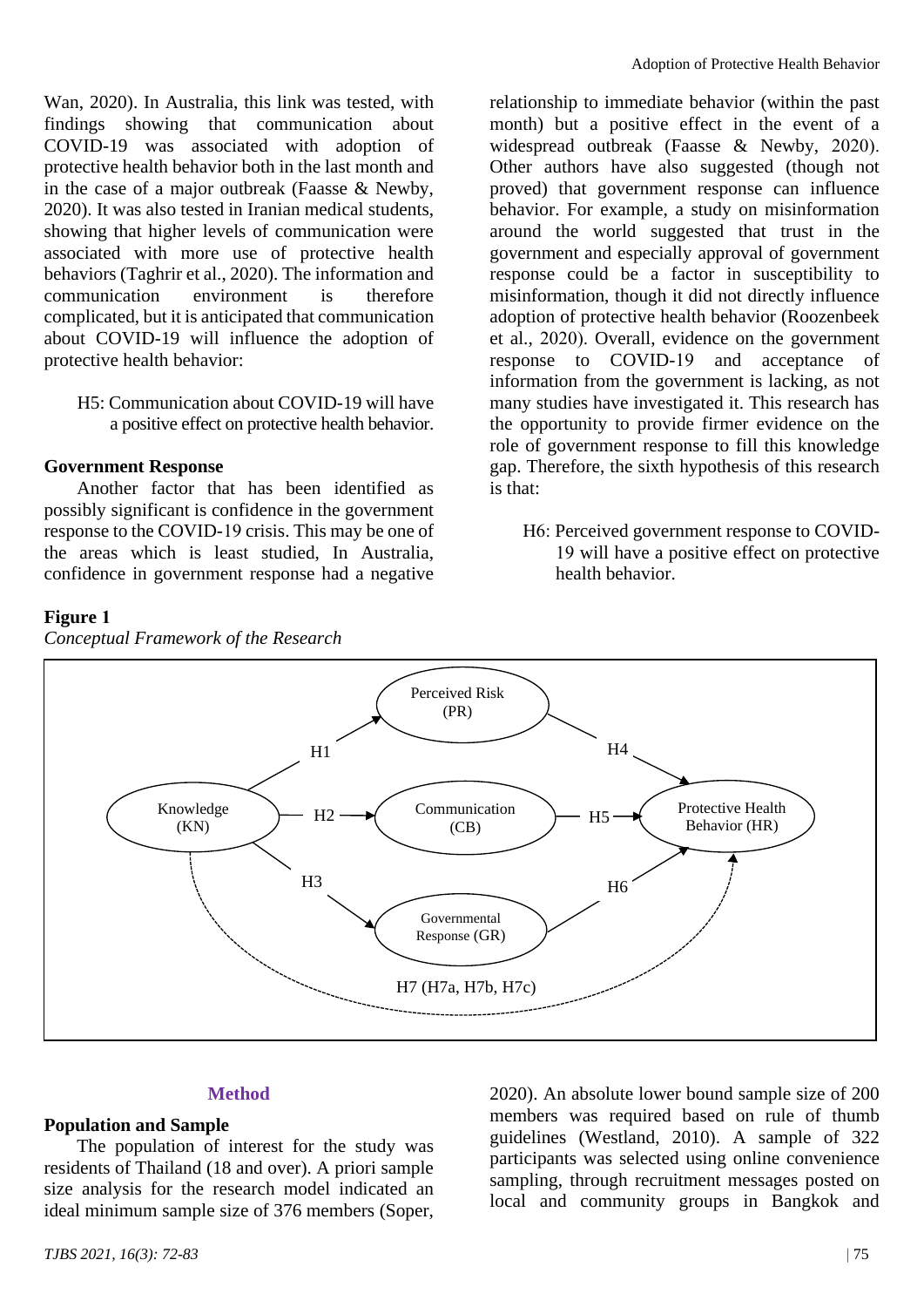Wan, 2020). In Australia, this link was tested, with findings showing that communication about COVID-19 was associated with adoption of protective health behavior both in the last month and in the case of a major outbreak (Faasse & Newby, 2020). It was also tested in Iranian medical students, showing that higher levels of communication were associated with more use of protective health behaviors (Taghrir et al., 2020). The information and communication environment is therefore complicated, but it is anticipated that communication about COVID-19 will influence the adoption of protective health behavior:

> H5: Communication about COVID-19 will have a positive effect on protective health behavior.

### Government Response

Another factor that has been identified as possibly significant is confidence in the government response to the COVID-19 crisis. This may be one of the areas which is least studied, In Australia, confidence in government response had a negative relationship to immediate behavior (within the past month) but a positive effect in the event of a widespread outbreak (Faasse & Newby, 2020). Other authors have also suggested (though not proved) that government response can influence behavior. For example, a study on misinformation around the world suggested that trust in the government and especially approval of government response could be a factor in susceptibility to misinformation, though it did not directly influence adoption of protective health behavior (Roozenbeek et al., 2020). Overall, evidence on the government response to COVID-19 and acceptance of information from the government is lacking, as not many studies have investigated it. This research has the opportunity to provide firmer evidence on the role of government response to fill this knowledge gap. Therefore, the sixth hypothesis of this research is that:

> H6: Perceived government response to COVID-19 will have a positive effect on protective health behavior.

**Figure 1**

*Conceptual Framework of the Research*

Knowledge (KN) → H1 → Perceived Risk (PR) → H4 → Protective Health Behavior (HR)

Knowledge (KN) → H2 → Communication (CB) → H5 → Protective Health Behavior (HR)

Knowledge (KN) → H3 → Governmental Response (GR) → H6 → Protective Health Behavior (HR)

Knowledge (KN) ⇢ H7 (H7a, H7b, H7c) ⇢ Protective Health Behavior (HR)

## Method

### Population and Sample

The population of interest for the study was residents of Thailand (18 and over). A priori sample size analysis for the research model indicated an ideal minimum sample size of 376 members (Soper, 2020). An absolute lower bound sample size of 200 members was required based on rule of thumb guidelines (Westland, 2010). A sample of 322 participants was selected using online convenience sampling, through recruitment messages posted on local and community groups in Bangkok and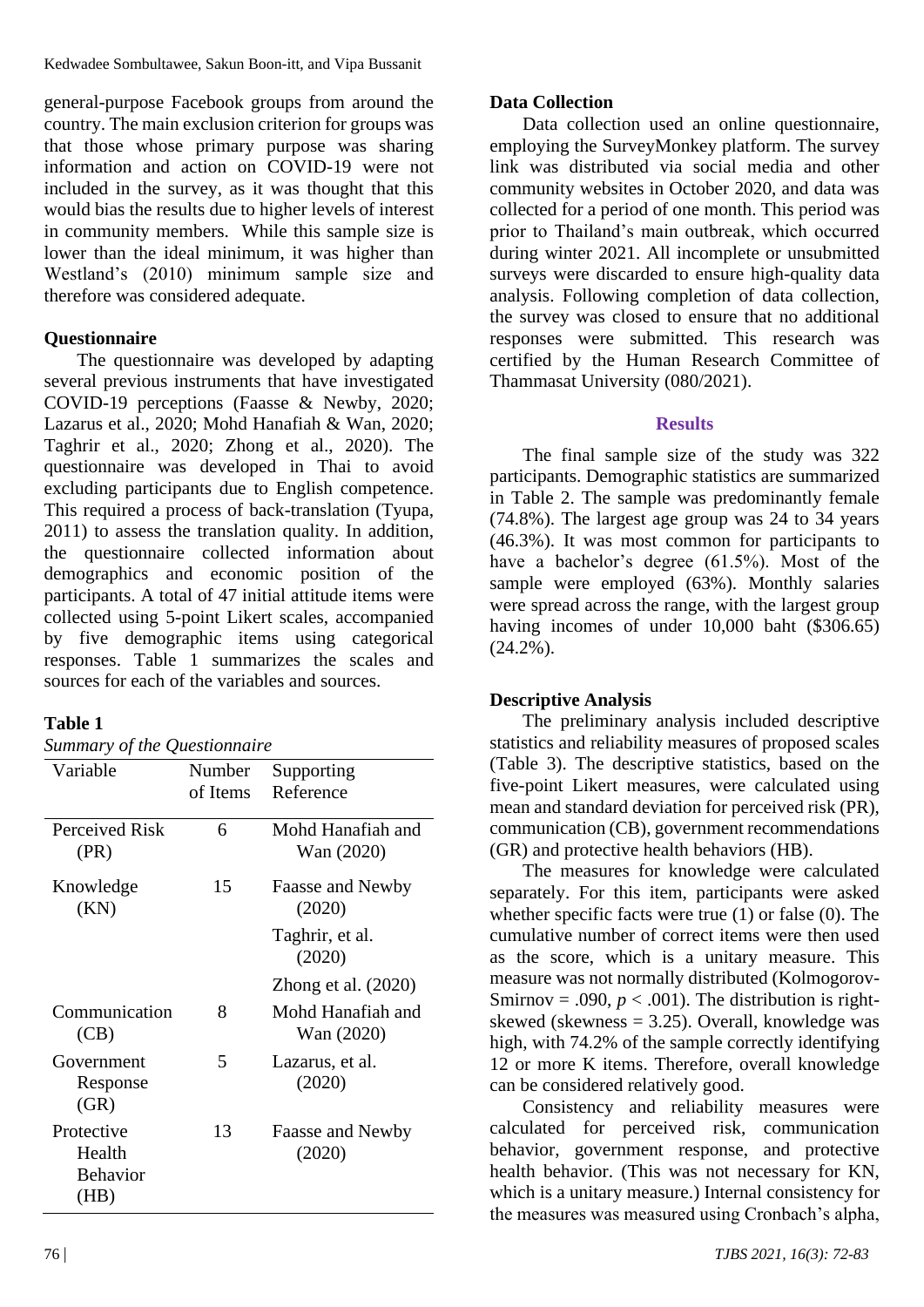general-purpose Facebook groups from around the country. The main exclusion criterion for groups was that those whose primary purpose was sharing information and action on COVID-19 were not included in the survey, as it was thought that this would bias the results due to higher levels of interest in community members. While this sample size is lower than the ideal minimum, it was higher than Westland's (2010) minimum sample size and therefore was considered adequate.

### Questionnaire

The questionnaire was developed by adapting several previous instruments that have investigated COVID-19 perceptions (Faasse & Newby, 2020; Lazarus et al., 2020; Mohd Hanafiah & Wan, 2020; Taghrir et al., 2020; Zhong et al., 2020). The questionnaire was developed in Thai to avoid excluding participants due to English competence. This required a process of back-translation (Tyupa, 2011) to assess the translation quality. In addition, the questionnaire collected information about demographics and economic position of the participants. A total of 47 initial attitude items were collected using 5-point Likert scales, accompanied by five demographic items using categorical responses. Table 1 summarizes the scales and sources for each of the variables and sources.

**Table 1**

*Summary of the Questionnaire*

| Variable | Number of Items | Supporting Reference |
|---|---|---|
| Perceived Risk (PR) | 6 | Mohd Hanafiah and Wan (2020) |
| Knowledge (KN) | 15 | Faasse and Newby (2020)<br>Taghrir, et al. (2020)<br>Zhong et al. (2020) |
| Communication (CB) | 8 | Mohd Hanafiah and Wan (2020) |
| Government Response (GR) | 5 | Lazarus, et al. (2020) |
| Protective Health Behavior (HB) | 13 | Faasse and Newby (2020) |

### Data Collection

Data collection used an online questionnaire, employing the SurveyMonkey platform. The survey link was distributed via social media and other community websites in October 2020, and data was collected for a period of one month. This period was prior to Thailand's main outbreak, which occurred during winter 2021. All incomplete or unsubmitted surveys were discarded to ensure high-quality data analysis. Following completion of data collection, the survey was closed to ensure that no additional responses were submitted. This research was certified by the Human Research Committee of Thammasat University (080/2021).

## Results

The final sample size of the study was 322 participants. Demographic statistics are summarized in Table 2. The sample was predominantly female (74.8%). The largest age group was 24 to 34 years (46.3%). It was most common for participants to have a bachelor's degree (61.5%). Most of the sample were employed (63%). Monthly salaries were spread across the range, with the largest group having incomes of under 10,000 baht ($306.65) (24.2%).

### Descriptive Analysis

The preliminary analysis included descriptive statistics and reliability measures of proposed scales (Table 3). The descriptive statistics, based on the five-point Likert measures, were calculated using mean and standard deviation for perceived risk (PR), communication (CB), government recommendations (GR) and protective health behaviors (HB).

The measures for knowledge were calculated separately. For this item, participants were asked whether specific facts were true (1) or false (0). The cumulative number of correct items were then used as the score, which is a unitary measure. This measure was not normally distributed (Kolmogorov-Smirnov = .090, $p < .001$). The distribution is right-skewed (skewness = 3.25). Overall, knowledge was high, with 74.2% of the sample correctly identifying 12 or more K items. Therefore, overall knowledge can be considered relatively good.

Consistency and reliability measures were calculated for perceived risk, communication behavior, government response, and protective health behavior. (This was not necessary for KN, which is a unitary measure.) Internal consistency for the measures was measured using Cronbach's alpha,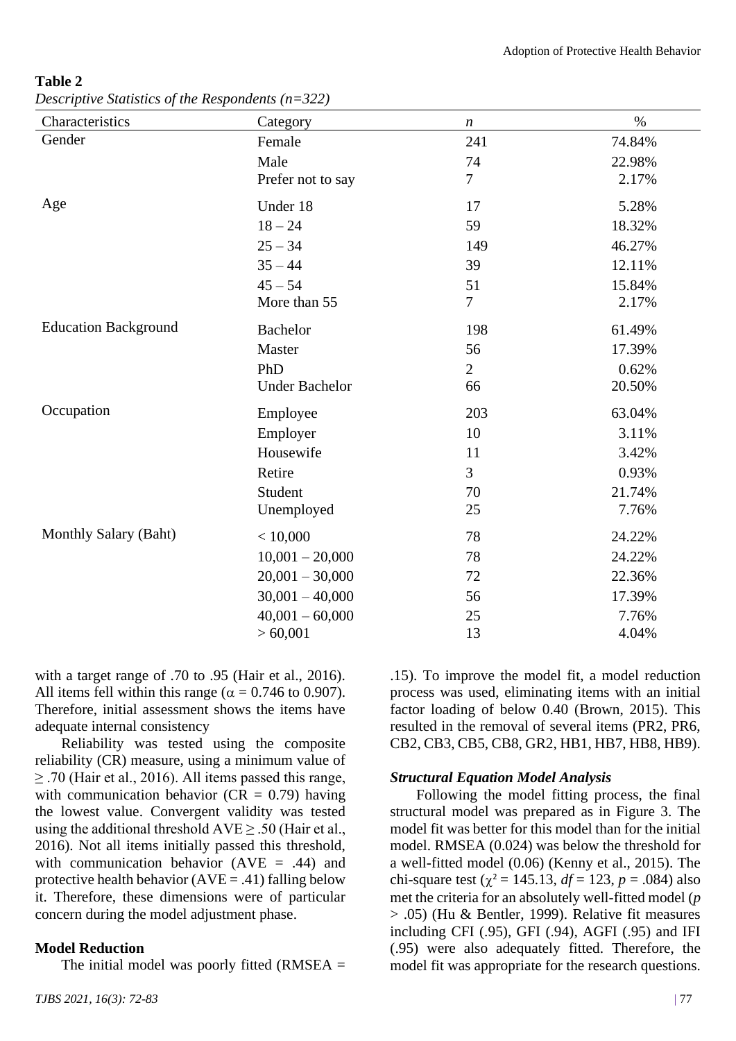**Table 2**

*Descriptive Statistics of the Respondents (n=322)*

| Characteristics | Category | *n* | % |
|---|---|---|---|
| Gender | Female | 241 | 74.84% |
| | Male | 74 | 22.98% |
| | Prefer not to say | 7 | 2.17% |
| Age | Under 18 | 17 | 5.28% |
| | 18 – 24 | 59 | 18.32% |
| | 25 – 34 | 149 | 46.27% |
| | 35 – 44 | 39 | 12.11% |
| | 45 – 54 | 51 | 15.84% |
| | More than 55 | 7 | 2.17% |
| Education Background | Bachelor | 198 | 61.49% |
| | Master | 56 | 17.39% |
| | PhD | 2 | 0.62% |
| | Under Bachelor | 66 | 20.50% |
| Occupation | Employee | 203 | 63.04% |
| | Employer | 10 | 3.11% |
| | Housewife | 11 | 3.42% |
| | Retire | 3 | 0.93% |
| | Student | 70 | 21.74% |
| | Unemployed | 25 | 7.76% |
| Monthly Salary (Baht) | < 10,000 | 78 | 24.22% |
| | 10,001 – 20,000 | 78 | 24.22% |
| | 20,001 – 30,000 | 72 | 22.36% |
| | 30,001 – 40,000 | 56 | 17.39% |
| | 40,001 – 60,000 | 25 | 7.76% |
| | > 60,001 | 13 | 4.04% |

with a target range of .70 to .95 (Hair et al., 2016). All items fell within this range ($\alpha$ = 0.746 to 0.907). Therefore, initial assessment shows the items have adequate internal consistency

Reliability was tested using the composite reliability (CR) measure, using a minimum value of ≥ .70 (Hair et al., 2016). All items passed this range, with communication behavior (CR = 0.79) having the lowest value. Convergent validity was tested using the additional threshold AVE ≥ .50 (Hair et al., 2016). Not all items initially passed this threshold, with communication behavior (AVE = .44) and protective health behavior (AVE = .41) falling below it. Therefore, these dimensions were of particular concern during the model adjustment phase.

### Model Reduction

The initial model was poorly fitted (RMSEA = .15). To improve the model fit, a model reduction process was used, eliminating items with an initial factor loading of below 0.40 (Brown, 2015). This resulted in the removal of several items (PR2, PR6, CB2, CB3, CB5, CB8, GR2, HB1, HB7, HB8, HB9).

### *Structural Equation Model Analysis*

Following the model fitting process, the final structural model was prepared as in Figure 3. The model fit was better for this model than for the initial model. RMSEA (0.024) was below the threshold for a well-fitted model (0.06) (Kenny et al., 2015). The chi-square test ($\chi^2$ = 145.13, $df$ = 123, $p$ = .084) also met the criteria for an absolutely well-fitted model ($p$ > .05) (Hu & Bentler, 1999). Relative fit measures including CFI (.95), GFI (.94), AGFI (.95) and IFI (.95) were also adequately fitted. Therefore, the model fit was appropriate for the research questions.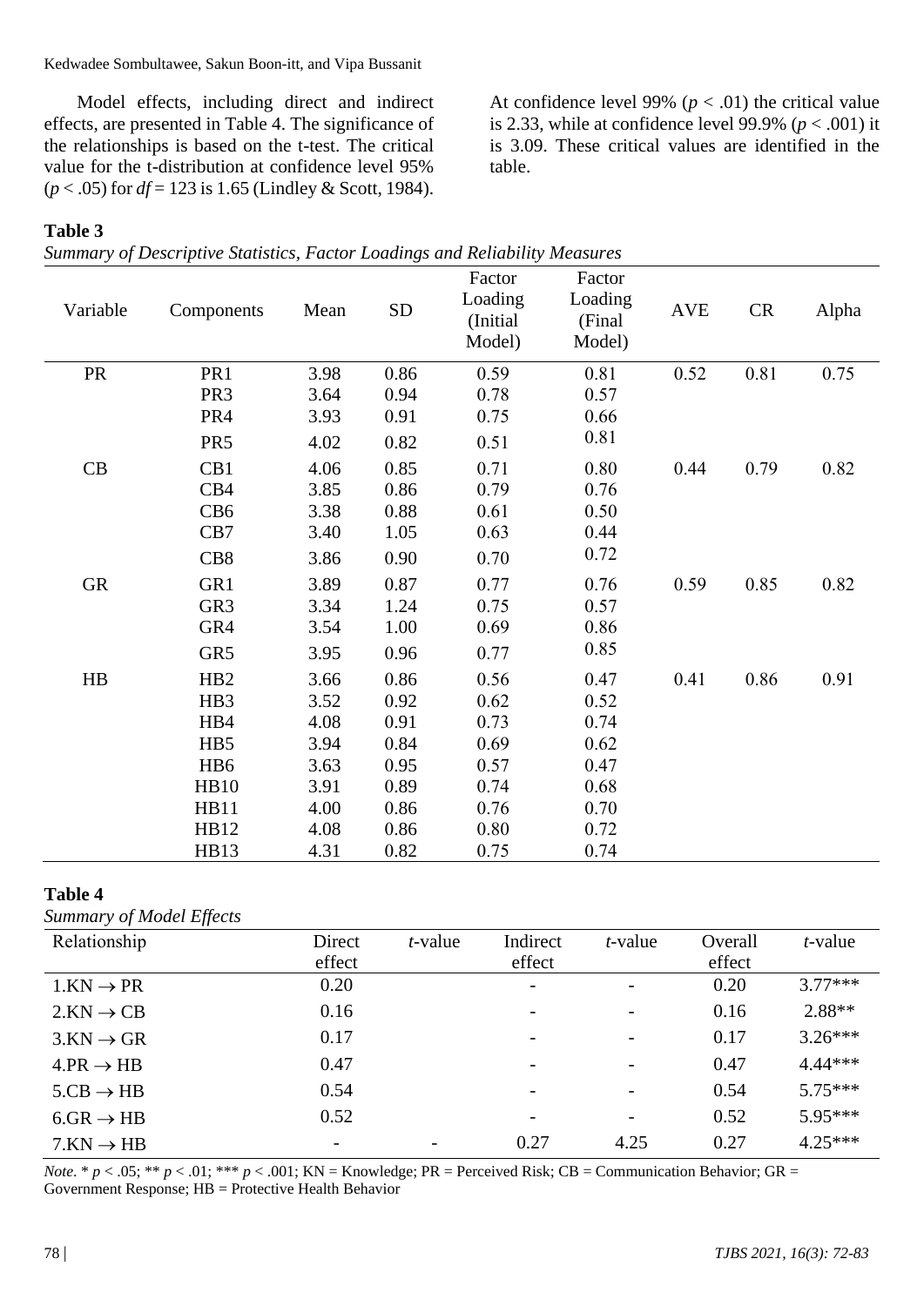Model effects, including direct and indirect effects, are presented in Table 4. The significance of the relationships is based on the t-test. The critical value for the t-distribution at confidence level 95% ($p < .05$) for $df = 123$ is 1.65 (Lindley & Scott, 1984). At confidence level 99% ($p < .01$) the critical value is 2.33, while at confidence level 99.9% ($p < .001$) it is 3.09. These critical values are identified in the table.

**Table 3**

*Summary of Descriptive Statistics, Factor Loadings and Reliability Measures*

| Variable | Components | Mean | SD | Factor Loading (Initial Model) | Factor Loading (Final Model) | AVE | CR | Alpha |
|---|---|---|---|---|---|---|---|---|
| PR | PR1 | 3.98 | 0.86 | 0.59 | 0.81 | 0.52 | 0.81 | 0.75 |
| | PR3 | 3.64 | 0.94 | 0.78 | 0.57 | | | |
| | PR4 | 3.93 | 0.91 | 0.75 | 0.66 | | | |
| | PR5 | 4.02 | 0.82 | 0.51 | 0.81 | | | |
| CB | CB1 | 4.06 | 0.85 | 0.71 | 0.80 | 0.44 | 0.79 | 0.82 |
| | CB4 | 3.85 | 0.86 | 0.79 | 0.76 | | | |
| | CB6 | 3.38 | 0.88 | 0.61 | 0.50 | | | |
| | CB7 | 3.40 | 1.05 | 0.63 | 0.44 | | | |
| | CB8 | 3.86 | 0.90 | 0.70 | 0.72 | | | |
| GR | GR1 | 3.89 | 0.87 | 0.77 | 0.76 | 0.59 | 0.85 | 0.82 |
| | GR3 | 3.34 | 1.24 | 0.75 | 0.57 | | | |
| | GR4 | 3.54 | 1.00 | 0.69 | 0.86 | | | |
| | GR5 | 3.95 | 0.96 | 0.77 | 0.85 | | | |
| HB | HB2 | 3.66 | 0.86 | 0.56 | 0.47 | 0.41 | 0.86 | 0.91 |
| | HB3 | 3.52 | 0.92 | 0.62 | 0.52 | | | |
| | HB4 | 4.08 | 0.91 | 0.73 | 0.74 | | | |
| | HB5 | 3.94 | 0.84 | 0.69 | 0.62 | | | |
| | HB6 | 3.63 | 0.95 | 0.57 | 0.47 | | | |
| | HB10 | 3.91 | 0.89 | 0.74 | 0.68 | | | |
| | HB11 | 4.00 | 0.86 | 0.76 | 0.70 | | | |
| | HB12 | 4.08 | 0.86 | 0.80 | 0.72 | | | |
| | HB13 | 4.31 | 0.82 | 0.75 | 0.74 | | | |

**Table 4**

*Summary of Model Effects*

| Relationship | Direct effect | *t*-value | Indirect effect | *t*-value | Overall effect | *t*-value |
|---|---|---|---|---|---|---|
| 1.KN → PR | 0.20 | | - | - | 0.20 | 3.77*** |
| 2.KN → CB | 0.16 | | - | - | 0.16 | 2.88** |
| 3.KN → GR | 0.17 | | - | - | 0.17 | 3.26*** |
| 4.PR → HB | 0.47 | | - | - | 0.47 | 4.44*** |
| 5.CB → HB | 0.54 | | - | - | 0.54 | 5.75*** |
| 6.GR → HB | 0.52 | | - | - | 0.52 | 5.95*** |
| 7.KN → HB | - | - | 0.27 | 4.25 | 0.27 | 4.25*** |

*Note.* * $p < .05$; ** $p < .01$; *** $p < .001$; KN = Knowledge; PR = Perceived Risk; CB = Communication Behavior; GR = Government Response; HB = Protective Health Behavior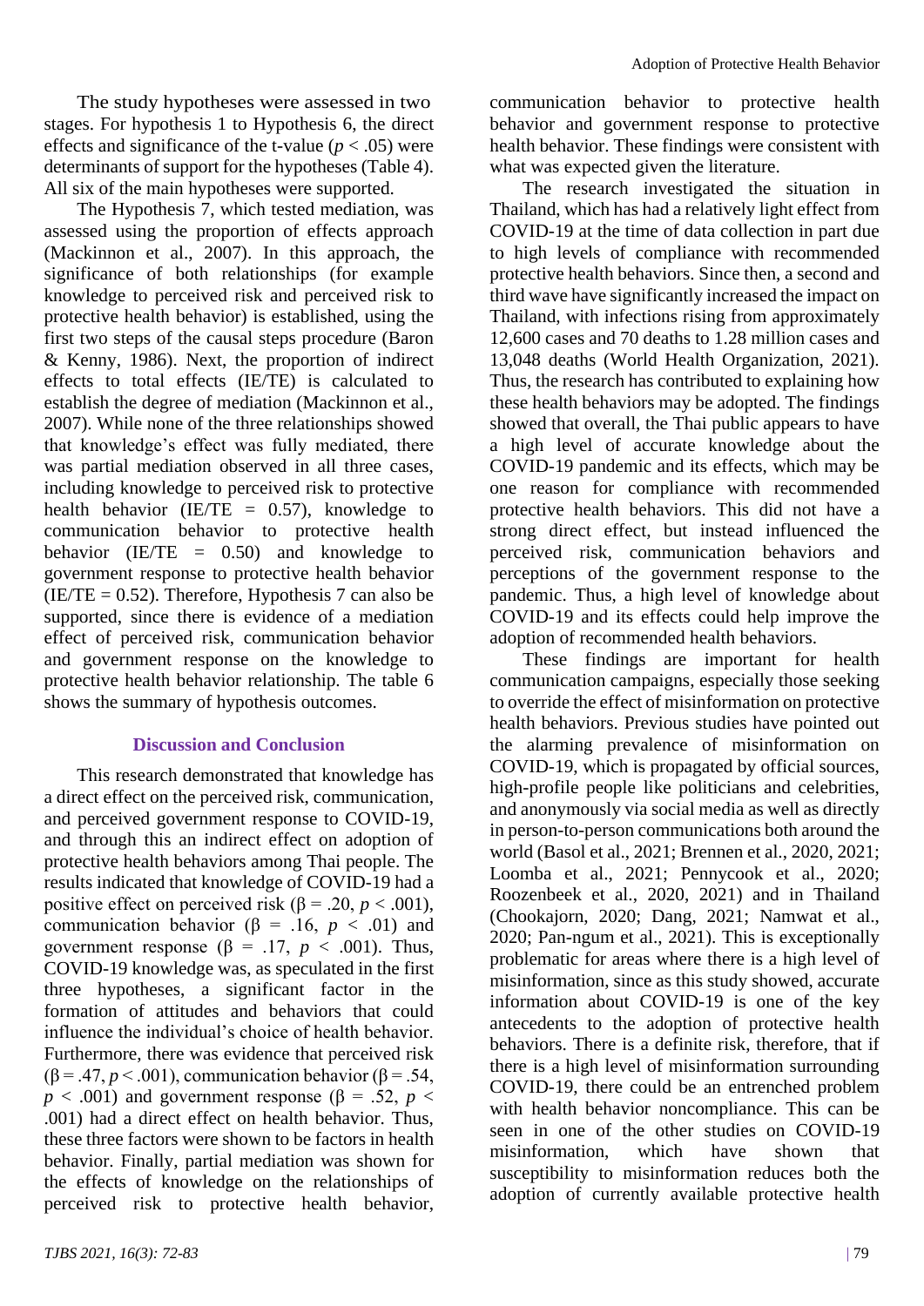The study hypotheses were assessed in two stages. For hypothesis 1 to Hypothesis 6, the direct effects and significance of the t-value ($p < .05$) were determinants of support for the hypotheses (Table 4). All six of the main hypotheses were supported.

The Hypothesis 7, which tested mediation, was assessed using the proportion of effects approach (Mackinnon et al., 2007). In this approach, the significance of both relationships (for example knowledge to perceived risk and perceived risk to protective health behavior) is established, using the first two steps of the causal steps procedure (Baron & Kenny, 1986). Next, the proportion of indirect effects to total effects (IE/TE) is calculated to establish the degree of mediation (Mackinnon et al., 2007). While none of the three relationships showed that knowledge's effect was fully mediated, there was partial mediation observed in all three cases, including knowledge to perceived risk to protective health behavior (IE/TE = 0.57), knowledge to communication behavior to protective health behavior (IE/TE = 0.50) and knowledge to government response to protective health behavior (IE/TE = 0.52). Therefore, Hypothesis 7 can also be supported, since there is evidence of a mediation effect of perceived risk, communication behavior and government response on the knowledge to protective health behavior relationship. The table 6 shows the summary of hypothesis outcomes.

## Discussion and Conclusion

This research demonstrated that knowledge has a direct effect on the perceived risk, communication, and perceived government response to COVID-19, and through this an indirect effect on adoption of protective health behaviors among Thai people. The results indicated that knowledge of COVID-19 had a positive effect on perceived risk ($\beta = .20$, $p < .001$), communication behavior ($\beta = .16$, $p < .01$) and government response ($\beta = .17$, $p < .001$). Thus, COVID-19 knowledge was, as speculated in the first three hypotheses, a significant factor in the formation of attitudes and behaviors that could influence the individual's choice of health behavior. Furthermore, there was evidence that perceived risk ($\beta = .47$, $p < .001$), communication behavior ($\beta = .54$, $p < .001$) and government response ($\beta = .52$, $p < .001$) had a direct effect on health behavior. Thus, these three factors were shown to be factors in health behavior. Finally, partial mediation was shown for the effects of knowledge on the relationships of perceived risk to protective health behavior, communication behavior to protective health behavior and government response to protective health behavior. These findings were consistent with what was expected given the literature.

The research investigated the situation in Thailand, which has had a relatively light effect from COVID-19 at the time of data collection in part due to high levels of compliance with recommended protective health behaviors. Since then, a second and third wave have significantly increased the impact on Thailand, with infections rising from approximately 12,600 cases and 70 deaths to 1.28 million cases and 13,048 deaths (World Health Organization, 2021). Thus, the research has contributed to explaining how these health behaviors may be adopted. The findings showed that overall, the Thai public appears to have a high level of accurate knowledge about the COVID-19 pandemic and its effects, which may be one reason for compliance with recommended protective health behaviors. This did not have a strong direct effect, but instead influenced the perceived risk, communication behaviors and perceptions of the government response to the pandemic. Thus, a high level of knowledge about COVID-19 and its effects could help improve the adoption of recommended health behaviors.

These findings are important for health communication campaigns, especially those seeking to override the effect of misinformation on protective health behaviors. Previous studies have pointed out the alarming prevalence of misinformation on COVID-19, which is propagated by official sources, high-profile people like politicians and celebrities, and anonymously via social media as well as directly in person-to-person communications both around the world (Basol et al., 2021; Brennen et al., 2020, 2021; Loomba et al., 2021; Pennycook et al., 2020; Roozenbeek et al., 2020, 2021) and in Thailand (Chookajorn, 2020; Dang, 2021; Namwat et al., 2020; Pan-ngum et al., 2021). This is exceptionally problematic for areas where there is a high level of misinformation, since as this study showed, accurate information about COVID-19 is one of the key antecedents to the adoption of protective health behaviors. There is a definite risk, therefore, that if there is a high level of misinformation surrounding COVID-19, there could be an entrenched problem with health behavior noncompliance. This can be seen in one of the other studies on COVID-19 misinformation, which have shown that susceptibility to misinformation reduces both the adoption of currently available protective health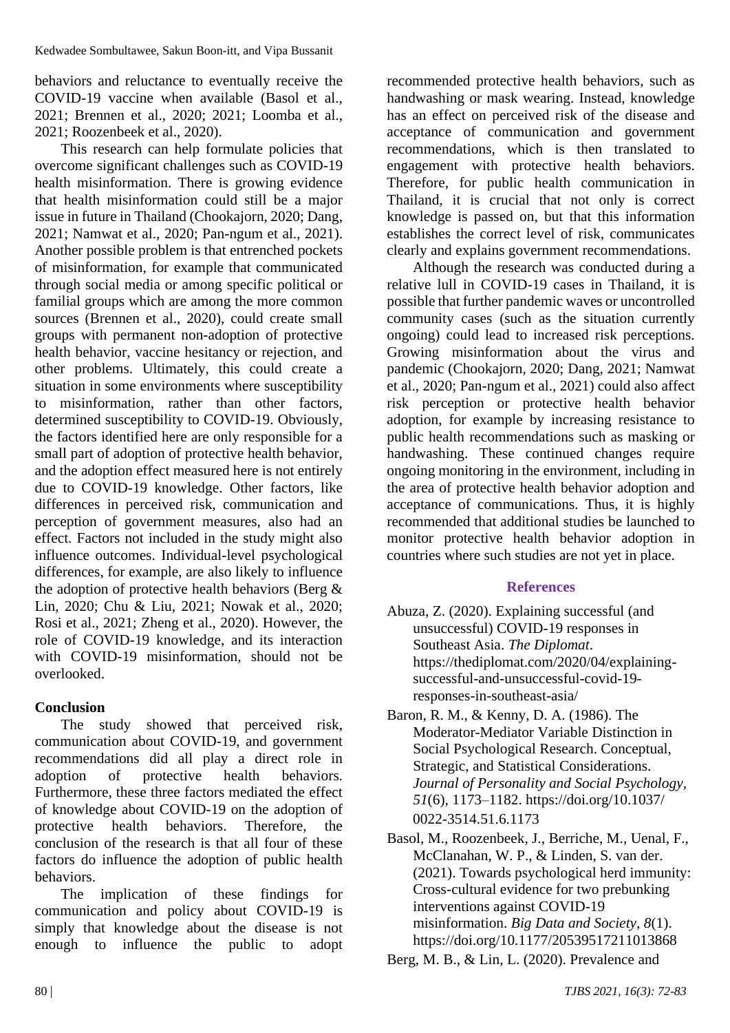behaviors and reluctance to eventually receive the COVID-19 vaccine when available (Basol et al., 2021; Brennen et al., 2020; 2021; Loomba et al., 2021; Roozenbeek et al., 2020).

This research can help formulate policies that overcome significant challenges such as COVID-19 health misinformation. There is growing evidence that health misinformation could still be a major issue in future in Thailand (Chookajorn, 2020; Dang, 2021; Namwat et al., 2020; Pan-ngum et al., 2021). Another possible problem is that entrenched pockets of misinformation, for example that communicated through social media or among specific political or familial groups which are among the more common sources (Brennen et al., 2020), could create small groups with permanent non-adoption of protective health behavior, vaccine hesitancy or rejection, and other problems. Ultimately, this could create a situation in some environments where susceptibility to misinformation, rather than other factors, determined susceptibility to COVID-19. Obviously, the factors identified here are only responsible for a small part of adoption of protective health behavior, and the adoption effect measured here is not entirely due to COVID-19 knowledge. Other factors, like differences in perceived risk, communication and perception of government measures, also had an effect. Factors not included in the study might also influence outcomes. Individual-level psychological differences, for example, are also likely to influence the adoption of protective health behaviors (Berg & Lin, 2020; Chu & Liu, 2021; Nowak et al., 2020; Rosi et al., 2021; Zheng et al., 2020). However, the role of COVID-19 knowledge, and its interaction with COVID-19 misinformation, should not be overlooked.

## Conclusion

The study showed that perceived risk, communication about COVID-19, and government recommendations did all play a direct role in adoption of protective health behaviors. Furthermore, these three factors mediated the effect of knowledge about COVID-19 on the adoption of protective health behaviors. Therefore, the conclusion of the research is that all four of these factors do influence the adoption of public health behaviors.

The implication of these findings for communication and policy about COVID-19 is simply that knowledge about the disease is not enough to influence the public to adopt recommended protective health behaviors, such as handwashing or mask wearing. Instead, knowledge has an effect on perceived risk of the disease and acceptance of communication and government recommendations, which is then translated to engagement with protective health behaviors. Therefore, for public health communication in Thailand, it is crucial that not only is correct knowledge is passed on, but that this information establishes the correct level of risk, communicates clearly and explains government recommendations.

Although the research was conducted during a relative lull in COVID-19 cases in Thailand, it is possible that further pandemic waves or uncontrolled community cases (such as the situation currently ongoing) could lead to increased risk perceptions. Growing misinformation about the virus and pandemic (Chookajorn, 2020; Dang, 2021; Namwat et al., 2020; Pan-ngum et al., 2021) could also affect risk perception or protective health behavior adoption, for example by increasing resistance to public health recommendations such as masking or handwashing. These continued changes require ongoing monitoring in the environment, including in the area of protective health behavior adoption and acceptance of communications. Thus, it is highly recommended that additional studies be launched to monitor protective health behavior adoption in countries where such studies are not yet in place.

## References

Abuza, Z. (2020). Explaining successful (and unsuccessful) COVID-19 responses in Southeast Asia. *The Diplomat*. https://thediplomat.com/2020/04/explaining-successful-and-unsuccessful-covid-19-responses-in-southeast-asia/

Baron, R. M., & Kenny, D. A. (1986). The Moderator-Mediator Variable Distinction in Social Psychological Research. Conceptual, Strategic, and Statistical Considerations. *Journal of Personality and Social Psychology, 51*(6), 1173–1182. https://doi.org/10.1037/0022-3514.51.6.1173

Basol, M., Roozenbeek, J., Berriche, M., Uenal, F., McClanahan, W. P., & Linden, S. van der. (2021). Towards psychological herd immunity: Cross-cultural evidence for two prebunking interventions against COVID-19 misinformation. *Big Data and Society, 8*(1). https://doi.org/10.1177/20539517211013868

Berg, M. B., & Lin, L. (2020). Prevalence and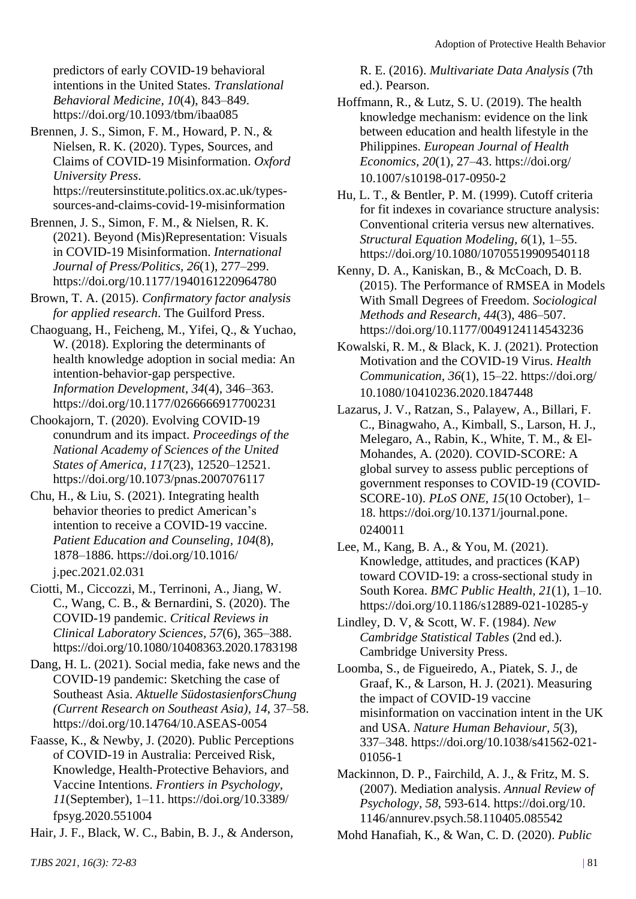predictors of early COVID-19 behavioral intentions in the United States. *Translational Behavioral Medicine, 10*(4), 843–849. https://doi.org/10.1093/tbm/ibaa085

Brennen, J. S., Simon, F. M., Howard, P. N., & Nielsen, R. K. (2020). Types, Sources, and Claims of COVID-19 Misinformation. *Oxford University Press*. https://reutersinstitute.politics.ox.ac.uk/types-sources-and-claims-covid-19-misinformation

Brennen, J. S., Simon, F. M., & Nielsen, R. K. (2021). Beyond (Mis)Representation: Visuals in COVID-19 Misinformation. *International Journal of Press/Politics, 26*(1), 277–299. https://doi.org/10.1177/1940161220964780

Brown, T. A. (2015). *Confirmatory factor analysis for applied research*. The Guilford Press.

Chaoguang, H., Feicheng, M., Yifei, Q., & Yuchao, W. (2018). Exploring the determinants of health knowledge adoption in social media: An intention-behavior-gap perspective. *Information Development, 34*(4), 346–363. https://doi.org/10.1177/0266666917700231

Chookajorn, T. (2020). Evolving COVID-19 conundrum and its impact. *Proceedings of the National Academy of Sciences of the United States of America, 117*(23), 12520–12521. https://doi.org/10.1073/pnas.2007076117

Chu, H., & Liu, S. (2021). Integrating health behavior theories to predict American's intention to receive a COVID-19 vaccine. *Patient Education and Counseling, 104*(8), 1878–1886. https://doi.org/10.1016/j.pec.2021.02.031

Ciotti, M., Ciccozzi, M., Terrinoni, A., Jiang, W. C., Wang, C. B., & Bernardini, S. (2020). The COVID-19 pandemic. *Critical Reviews in Clinical Laboratory Sciences, 57*(6), 365–388. https://doi.org/10.1080/10408363.2020.1783198

Dang, H. L. (2021). Social media, fake news and the COVID-19 pandemic: Sketching the case of Southeast Asia. *Aktuelle SüdostasienforsChung (Current Research on Southeast Asia), 14*, 37–58. https://doi.org/10.14764/10.ASEAS-0054

Faasse, K., & Newby, J. (2020). Public Perceptions of COVID-19 in Australia: Perceived Risk, Knowledge, Health-Protective Behaviors, and Vaccine Intentions. *Frontiers in Psychology, 11*(September), 1–11. https://doi.org/10.3389/fpsyg.2020.551004

Hair, J. F., Black, W. C., Babin, B. J., & Anderson, R. E. (2016). *Multivariate Data Analysis* (7th ed.). Pearson.

Hoffmann, R., & Lutz, S. U. (2019). The health knowledge mechanism: evidence on the link between education and health lifestyle in the Philippines. *European Journal of Health Economics, 20*(1), 27–43. https://doi.org/10.1007/s10198-017-0950-2

Hu, L. T., & Bentler, P. M. (1999). Cutoff criteria for fit indexes in covariance structure analysis: Conventional criteria versus new alternatives. *Structural Equation Modeling, 6*(1), 1–55. https://doi.org/10.1080/10705519909540118

Kenny, D. A., Kaniskan, B., & McCoach, D. B. (2015). The Performance of RMSEA in Models With Small Degrees of Freedom. *Sociological Methods and Research, 44*(3), 486–507. https://doi.org/10.1177/0049124114543236

Kowalski, R. M., & Black, K. J. (2021). Protection Motivation and the COVID-19 Virus. *Health Communication, 36*(1), 15–22. https://doi.org/10.1080/10410236.2020.1847448

Lazarus, J. V., Ratzan, S., Palayew, A., Billari, F. C., Binagwaho, A., Kimball, S., Larson, H. J., Melegaro, A., Rabin, K., White, T. M., & El-Mohandes, A. (2020). COVID-SCORE: A global survey to assess public perceptions of government responses to COVID-19 (COVID-SCORE-10). *PLoS ONE, 15*(10 October), 1–18. https://doi.org/10.1371/journal.pone.0240011

Lee, M., Kang, B. A., & You, M. (2021). Knowledge, attitudes, and practices (KAP) toward COVID-19: a cross-sectional study in South Korea. *BMC Public Health, 21*(1), 1–10. https://doi.org/10.1186/s12889-021-10285-y

Lindley, D. V, & Scott, W. F. (1984). *New Cambridge Statistical Tables* (2nd ed.). Cambridge University Press.

Loomba, S., de Figueiredo, A., Piatek, S. J., de Graaf, K., & Larson, H. J. (2021). Measuring the impact of COVID-19 vaccine misinformation on vaccination intent in the UK and USA. *Nature Human Behaviour, 5*(3), 337–348. https://doi.org/10.1038/s41562-021-01056-1

Mackinnon, D. P., Fairchild, A. J., & Fritz, M. S. (2007). Mediation analysis. *Annual Review of Psychology, 58*, 593-614. https://doi.org/10.1146/annurev.psych.58.110405.085542

Mohd Hanafiah, K., & Wan, C. D. (2020). *Public*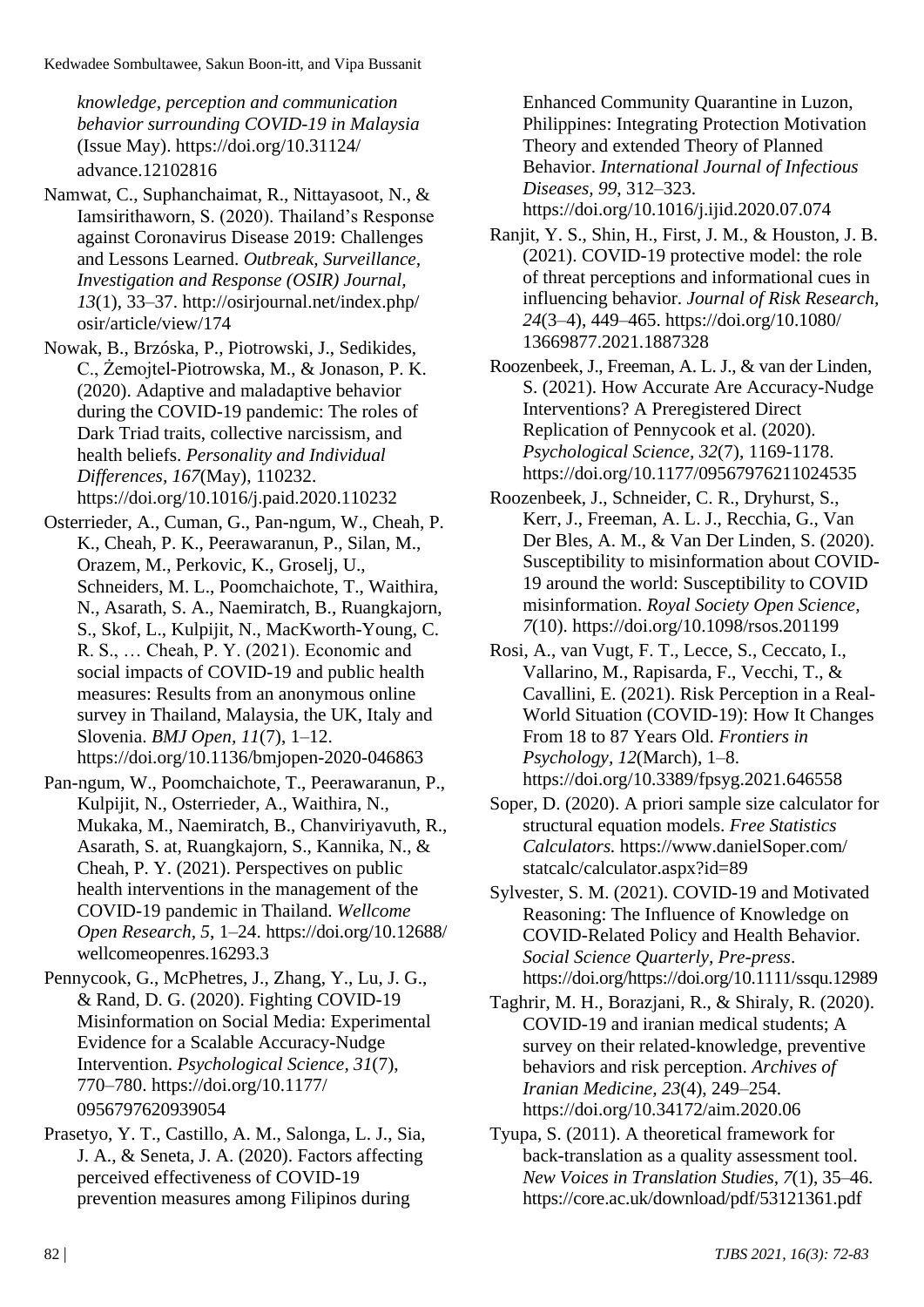*knowledge, perception and communication behavior surrounding COVID-19 in Malaysia* (Issue May). https://doi.org/10.31124/advance.12102816

Namwat, C., Suphanchaimat, R., Nittayasoot, N., & Iamsirithaworn, S. (2020). Thailand's Response against Coronavirus Disease 2019: Challenges and Lessons Learned. *Outbreak, Surveillance, Investigation and Response (OSIR) Journal, 13*(1), 33–37. http://osirjournal.net/index.php/osir/article/view/174

Nowak, B., Brzóska, P., Piotrowski, J., Sedikides, C., Żemojtel-Piotrowska, M., & Jonason, P. K. (2020). Adaptive and maladaptive behavior during the COVID-19 pandemic: The roles of Dark Triad traits, collective narcissism, and health beliefs. *Personality and Individual Differences, 167*(May), 110232. https://doi.org/10.1016/j.paid.2020.110232

Osterrieder, A., Cuman, G., Pan-ngum, W., Cheah, P. K., Cheah, P. K., Peerawaranun, P., Silan, M., Orazem, M., Perkovic, K., Groselj, U., Schneiders, M. L., Poomchaichote, T., Waithira, N., Asarath, S. A., Naemiratch, B., Ruangkajorn, S., Skof, L., Kulpijit, N., MacKworth-Young, C. R. S., … Cheah, P. Y. (2021). Economic and social impacts of COVID-19 and public health measures: Results from an anonymous online survey in Thailand, Malaysia, the UK, Italy and Slovenia. *BMJ Open, 11*(7), 1–12. https://doi.org/10.1136/bmjopen-2020-046863

Pan-ngum, W., Poomchaichote, T., Peerawaranun, P., Kulpijit, N., Osterrieder, A., Waithira, N., Mukaka, M., Naemiratch, B., Chanviriyavuth, R., Asarath, S. at, Ruangkajorn, S., Kannika, N., & Cheah, P. Y. (2021). Perspectives on public health interventions in the management of the COVID-19 pandemic in Thailand. *Wellcome Open Research, 5*, 1–24. https://doi.org/10.12688/wellcomeopenres.16293.3

Pennycook, G., McPhetres, J., Zhang, Y., Lu, J. G., & Rand, D. G. (2020). Fighting COVID-19 Misinformation on Social Media: Experimental Evidence for a Scalable Accuracy-Nudge Intervention. *Psychological Science, 31*(7), 770–780. https://doi.org/10.1177/0956797620939054

Prasetyo, Y. T., Castillo, A. M., Salonga, L. J., Sia, J. A., & Seneta, J. A. (2020). Factors affecting perceived effectiveness of COVID-19 prevention measures among Filipinos during Enhanced Community Quarantine in Luzon, Philippines: Integrating Protection Motivation Theory and extended Theory of Planned Behavior. *International Journal of Infectious Diseases, 99*, 312–323. https://doi.org/10.1016/j.ijid.2020.07.074

Ranjit, Y. S., Shin, H., First, J. M., & Houston, J. B. (2021). COVID-19 protective model: the role of threat perceptions and informational cues in influencing behavior. *Journal of Risk Research, 24*(3–4), 449–465. https://doi.org/10.1080/13669877.2021.1887328

Roozenbeek, J., Freeman, A. L. J., & van der Linden, S. (2021). How Accurate Are Accuracy-Nudge Interventions? A Preregistered Direct Replication of Pennycook et al. (2020). *Psychological Science, 32*(7), 1169-1178. https://doi.org/10.1177/09567976211024535

Roozenbeek, J., Schneider, C. R., Dryhurst, S., Kerr, J., Freeman, A. L. J., Recchia, G., Van Der Bles, A. M., & Van Der Linden, S. (2020). Susceptibility to misinformation about COVID-19 around the world: Susceptibility to COVID misinformation. *Royal Society Open Science, 7*(10). https://doi.org/10.1098/rsos.201199

Rosi, A., van Vugt, F. T., Lecce, S., Ceccato, I., Vallarino, M., Rapisarda, F., Vecchi, T., & Cavallini, E. (2021). Risk Perception in a Real-World Situation (COVID-19): How It Changes From 18 to 87 Years Old. *Frontiers in Psychology, 12*(March), 1–8. https://doi.org/10.3389/fpsyg.2021.646558

Soper, D. (2020). A priori sample size calculator for structural equation models. *Free Statistics Calculators.* https://www.danielSoper.com/statcalc/calculator.aspx?id=89

Sylvester, S. M. (2021). COVID-19 and Motivated Reasoning: The Influence of Knowledge on COVID-Related Policy and Health Behavior. *Social Science Quarterly, Pre-press*. https://doi.org/https://doi.org/10.1111/ssqu.12989

Taghrir, M. H., Borazjani, R., & Shiraly, R. (2020). COVID-19 and iranian medical students; A survey on their related-knowledge, preventive behaviors and risk perception. *Archives of Iranian Medicine, 23*(4), 249–254. https://doi.org/10.34172/aim.2020.06

Tyupa, S. (2011). A theoretical framework for back-translation as a quality assessment tool. *New Voices in Translation Studies, 7*(1), 35–46. https://core.ac.uk/download/pdf/53121361.pdf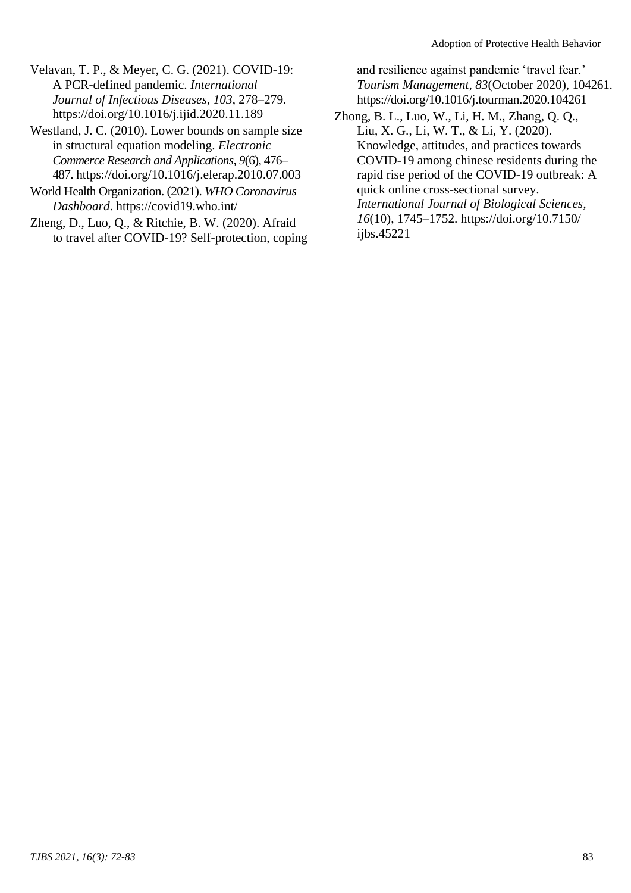Velavan, T. P., & Meyer, C. G. (2021). COVID-19: A PCR-defined pandemic. *International Journal of Infectious Diseases*, *103*, 278–279. https://doi.org/10.1016/j.ijid.2020.11.189

Westland, J. C. (2010). Lower bounds on sample size in structural equation modeling. *Electronic Commerce Research and Applications*, *9*(6), 476–487. https://doi.org/10.1016/j.elerap.2010.07.003

World Health Organization. (2021). *WHO Coronavirus Dashboard*. https://covid19.who.int/

Zheng, D., Luo, Q., & Ritchie, B. W. (2020). Afraid to travel after COVID-19? Self-protection, coping and resilience against pandemic 'travel fear.' *Tourism Management*, *83*(October 2020), 104261. https://doi.org/10.1016/j.tourman.2020.104261

Zhong, B. L., Luo, W., Li, H. M., Zhang, Q. Q., Liu, X. G., Li, W. T., & Li, Y. (2020). Knowledge, attitudes, and practices towards COVID-19 among chinese residents during the rapid rise period of the COVID-19 outbreak: A quick online cross-sectional survey. *International Journal of Biological Sciences*, *16*(10), 1745–1752. https://doi.org/10.7150/ijbs.45221